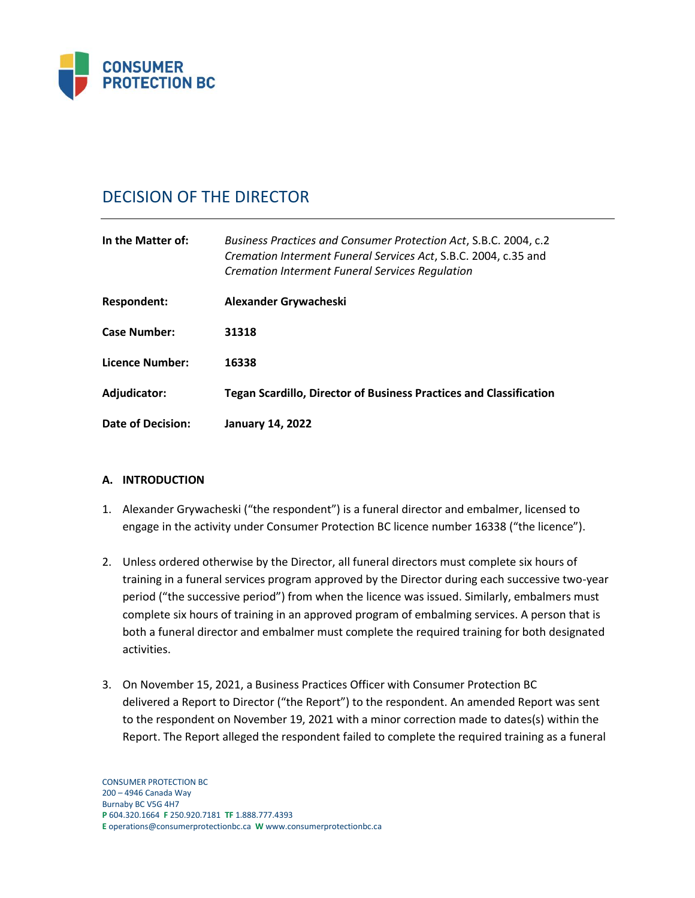# DECISION OF THE DIRECTOR

| | |
|---|---|
| **In the Matter of:** | *Business Practices and Consumer Protection Act*, S.B.C. 2004, c.2 *Cremation Interment Funeral Services Act*, S.B.C. 2004, c.35 and *Cremation Interment Funeral Services Regulation* |
| **Respondent:** | **Alexander Grywacheski** |
| **Case Number:** | **31318** |
| **Licence Number:** | **16338** |
| **Adjudicator:** | **Tegan Scardillo, Director of Business Practices and Classification** |
| **Date of Decision:** | **January 14, 2022** |

### A. INTRODUCTION

1. Alexander Grywacheski ("the respondent") is a funeral director and embalmer, licensed to engage in the activity under Consumer Protection BC licence number 16338 ("the licence").

2. Unless ordered otherwise by the Director, all funeral directors must complete six hours of training in a funeral services program approved by the Director during each successive two-year period ("the successive period") from when the licence was issued. Similarly, embalmers must complete six hours of training in an approved program of embalming services. A person that is both a funeral director and embalmer must complete the required training for both designated activities.

3. On November 15, 2021, a Business Practices Officer with Consumer Protection BC delivered a Report to Director ("the Report") to the respondent. An amended Report was sent to the respondent on November 19, 2021 with a minor correction made to dates(s) within the Report. The Report alleged the respondent failed to complete the required training as a funeral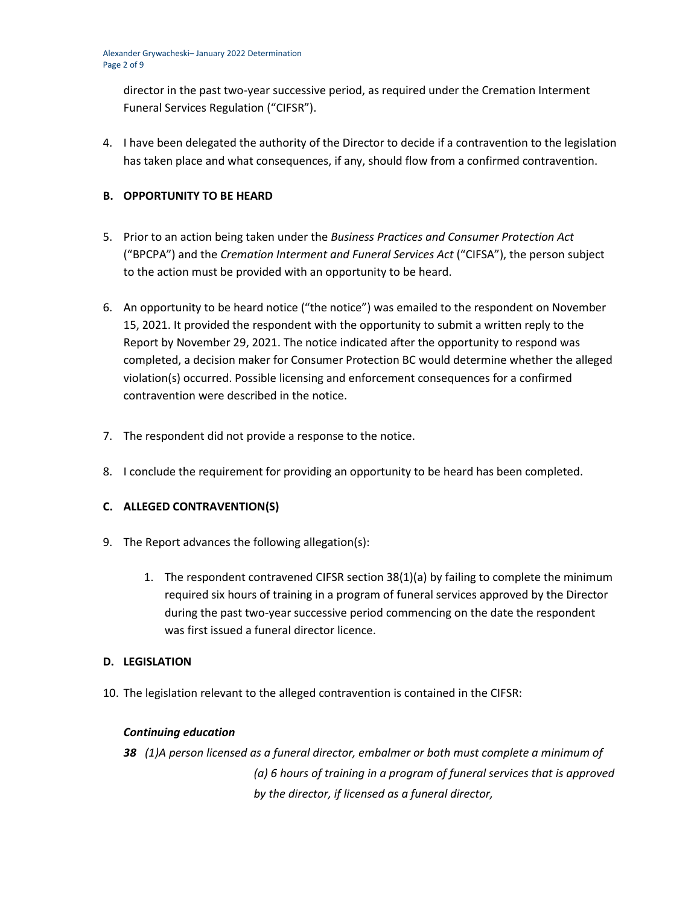director in the past two-year successive period, as required under the Cremation Interment Funeral Services Regulation ("CIFSR").

4. I have been delegated the authority of the Director to decide if a contravention to the legislation has taken place and what consequences, if any, should flow from a confirmed contravention.

## B. OPPORTUNITY TO BE HEARD

5. Prior to an action being taken under the *Business Practices and Consumer Protection Act* ("BPCPA") and the *Cremation Interment and Funeral Services Act* ("CIFSA"), the person subject to the action must be provided with an opportunity to be heard.

6. An opportunity to be heard notice ("the notice") was emailed to the respondent on November 15, 2021. It provided the respondent with the opportunity to submit a written reply to the Report by November 29, 2021. The notice indicated after the opportunity to respond was completed, a decision maker for Consumer Protection BC would determine whether the alleged violation(s) occurred. Possible licensing and enforcement consequences for a confirmed contravention were described in the notice.

7. The respondent did not provide a response to the notice.

8. I conclude the requirement for providing an opportunity to be heard has been completed.

## C. ALLEGED CONTRAVENTION(S)

9. The Report advances the following allegation(s):

    1. The respondent contravened CIFSR section 38(1)(a) by failing to complete the minimum required six hours of training in a program of funeral services approved by the Director during the past two-year successive period commencing on the date the respondent was first issued a funeral director licence.

## D. LEGISLATION

10. The legislation relevant to the alleged contravention is contained in the CIFSR:

***Continuing education***

***38*** *(1)A person licensed as a funeral director, embalmer or both must complete a minimum of*

*(a) 6 hours of training in a program of funeral services that is approved by the director, if licensed as a funeral director,*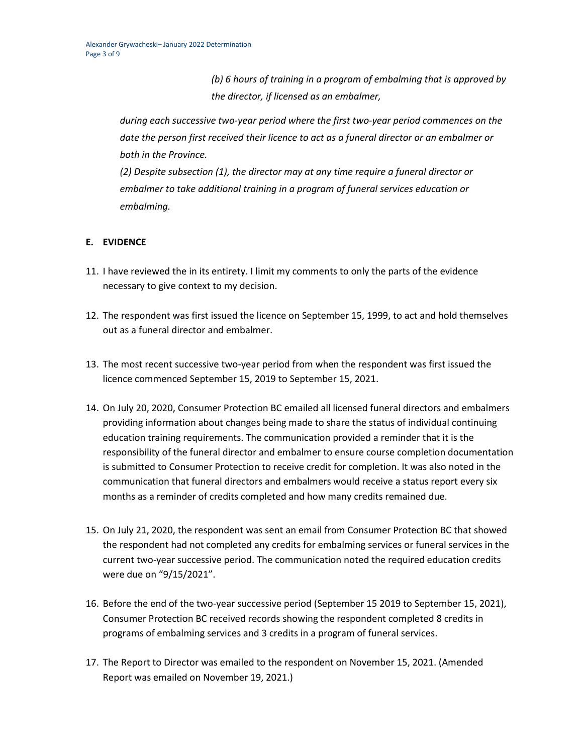*(b) 6 hours of training in a program of embalming that is approved by the director, if licensed as an embalmer,*

*during each successive two-year period where the first two-year period commences on the date the person first received their licence to act as a funeral director or an embalmer or both in the Province.*

*(2) Despite subsection (1), the director may at any time require a funeral director or embalmer to take additional training in a program of funeral services education or embalming.*

## E. EVIDENCE

11. I have reviewed the in its entirety. I limit my comments to only the parts of the evidence necessary to give context to my decision.

12. The respondent was first issued the licence on September 15, 1999, to act and hold themselves out as a funeral director and embalmer.

13. The most recent successive two-year period from when the respondent was first issued the licence commenced September 15, 2019 to September 15, 2021.

14. On July 20, 2020, Consumer Protection BC emailed all licensed funeral directors and embalmers providing information about changes being made to share the status of individual continuing education training requirements. The communication provided a reminder that it is the responsibility of the funeral director and embalmer to ensure course completion documentation is submitted to Consumer Protection to receive credit for completion. It was also noted in the communication that funeral directors and embalmers would receive a status report every six months as a reminder of credits completed and how many credits remained due.

15. On July 21, 2020, the respondent was sent an email from Consumer Protection BC that showed the respondent had not completed any credits for embalming services or funeral services in the current two-year successive period. The communication noted the required education credits were due on "9/15/2021".

16. Before the end of the two-year successive period (September 15 2019 to September 15, 2021), Consumer Protection BC received records showing the respondent completed 8 credits in programs of embalming services and 3 credits in a program of funeral services.

17. The Report to Director was emailed to the respondent on November 15, 2021. (Amended Report was emailed on November 19, 2021.)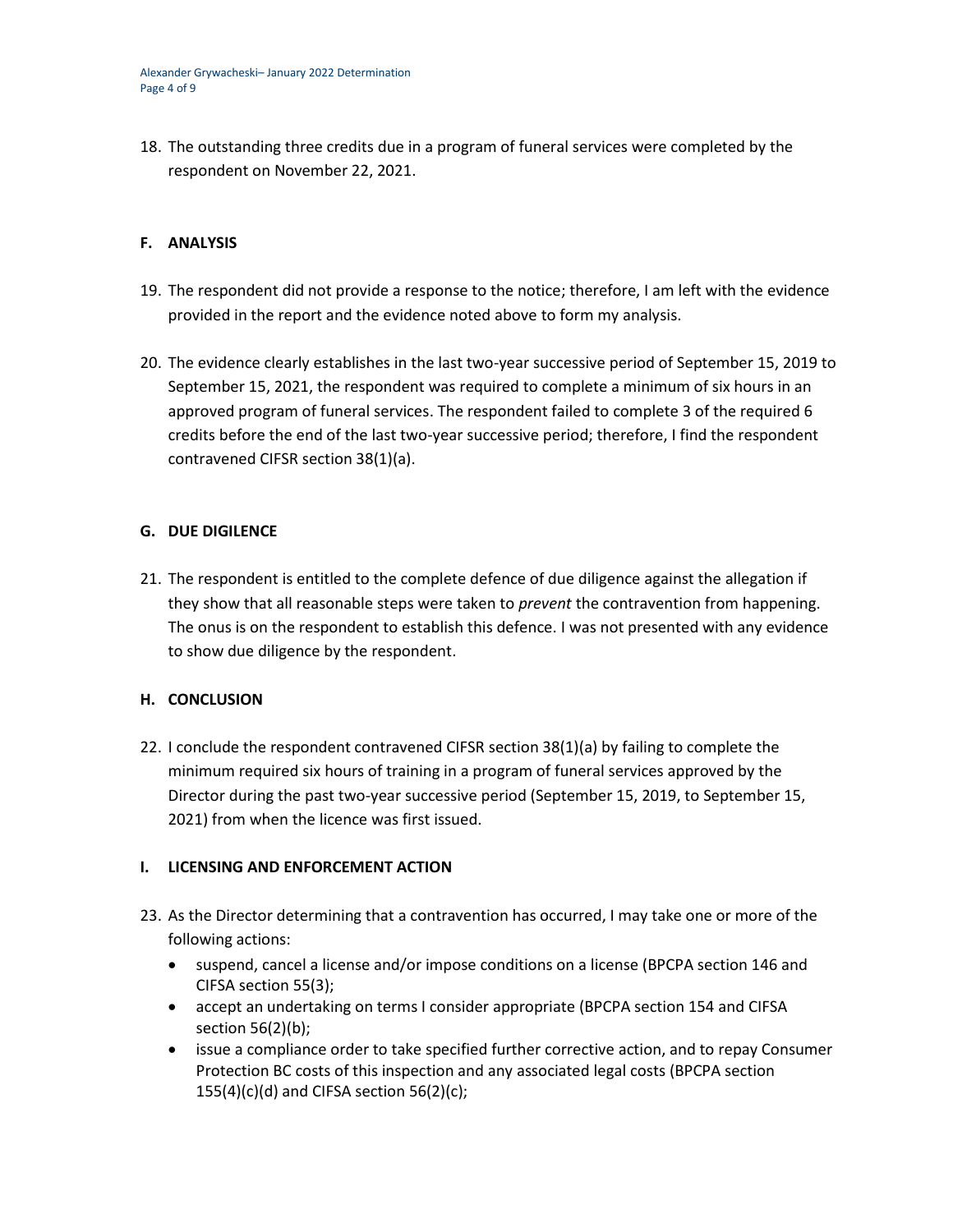18. The outstanding three credits due in a program of funeral services were completed by the respondent on November 22, 2021.

## F. ANALYSIS

19. The respondent did not provide a response to the notice; therefore, I am left with the evidence provided in the report and the evidence noted above to form my analysis.

20. The evidence clearly establishes in the last two-year successive period of September 15, 2019 to September 15, 2021, the respondent was required to complete a minimum of six hours in an approved program of funeral services. The respondent failed to complete 3 of the required 6 credits before the end of the last two-year successive period; therefore, I find the respondent contravened CIFSR section 38(1)(a).

## G. DUE DIGILENCE

21. The respondent is entitled to the complete defence of due diligence against the allegation if they show that all reasonable steps were taken to *prevent* the contravention from happening. The onus is on the respondent to establish this defence. I was not presented with any evidence to show due diligence by the respondent.

## H. CONCLUSION

22. I conclude the respondent contravened CIFSR section 38(1)(a) by failing to complete the minimum required six hours of training in a program of funeral services approved by the Director during the past two-year successive period (September 15, 2019, to September 15, 2021) from when the licence was first issued.

## I. LICENSING AND ENFORCEMENT ACTION

23. As the Director determining that a contravention has occurred, I may take one or more of the following actions:
    - suspend, cancel a license and/or impose conditions on a license (BPCPA section 146 and CIFSA section 55(3);
    - accept an undertaking on terms I consider appropriate (BPCPA section 154 and CIFSA section 56(2)(b);
    - issue a compliance order to take specified further corrective action, and to repay Consumer Protection BC costs of this inspection and any associated legal costs (BPCPA section 155(4)(c)(d) and CIFSA section 56(2)(c);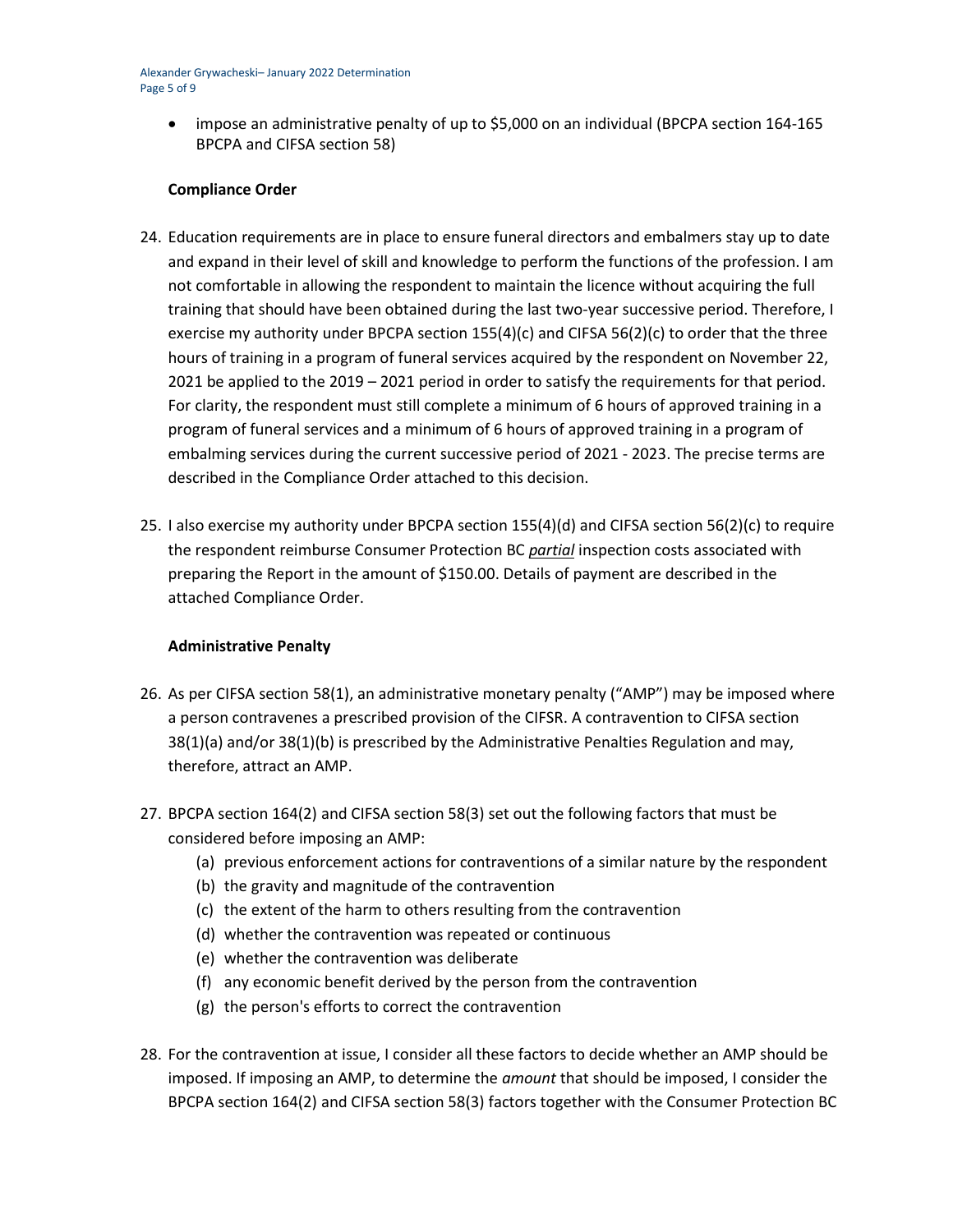- impose an administrative penalty of up to $5,000 on an individual (BPCPA section 164-165 BPCPA and CIFSA section 58)

**Compliance Order**

24. Education requirements are in place to ensure funeral directors and embalmers stay up to date and expand in their level of skill and knowledge to perform the functions of the profession. I am not comfortable in allowing the respondent to maintain the licence without acquiring the full training that should have been obtained during the last two-year successive period. Therefore, I exercise my authority under BPCPA section 155(4)(c) and CIFSA 56(2)(c) to order that the three hours of training in a program of funeral services acquired by the respondent on November 22, 2021 be applied to the 2019 – 2021 period in order to satisfy the requirements for that period. For clarity, the respondent must still complete a minimum of 6 hours of approved training in a program of funeral services and a minimum of 6 hours of approved training in a program of embalming services during the current successive period of 2021 - 2023. The precise terms are described in the Compliance Order attached to this decision.

25. I also exercise my authority under BPCPA section 155(4)(d) and CIFSA section 56(2)(c) to require the respondent reimburse Consumer Protection BC ***partial*** inspection costs associated with preparing the Report in the amount of $150.00. Details of payment are described in the attached Compliance Order.

**Administrative Penalty**

26. As per CIFSA section 58(1), an administrative monetary penalty ("AMP") may be imposed where a person contravenes a prescribed provision of the CIFSR. A contravention to CIFSA section 38(1)(a) and/or 38(1)(b) is prescribed by the Administrative Penalties Regulation and may, therefore, attract an AMP.

27. BPCPA section 164(2) and CIFSA section 58(3) set out the following factors that must be considered before imposing an AMP:
    (a) previous enforcement actions for contraventions of a similar nature by the respondent
    (b) the gravity and magnitude of the contravention
    (c) the extent of the harm to others resulting from the contravention
    (d) whether the contravention was repeated or continuous
    (e) whether the contravention was deliberate
    (f) any economic benefit derived by the person from the contravention
    (g) the person's efforts to correct the contravention

28. For the contravention at issue, I consider all these factors to decide whether an AMP should be imposed. If imposing an AMP, to determine the *amount* that should be imposed, I consider the BPCPA section 164(2) and CIFSA section 58(3) factors together with the Consumer Protection BC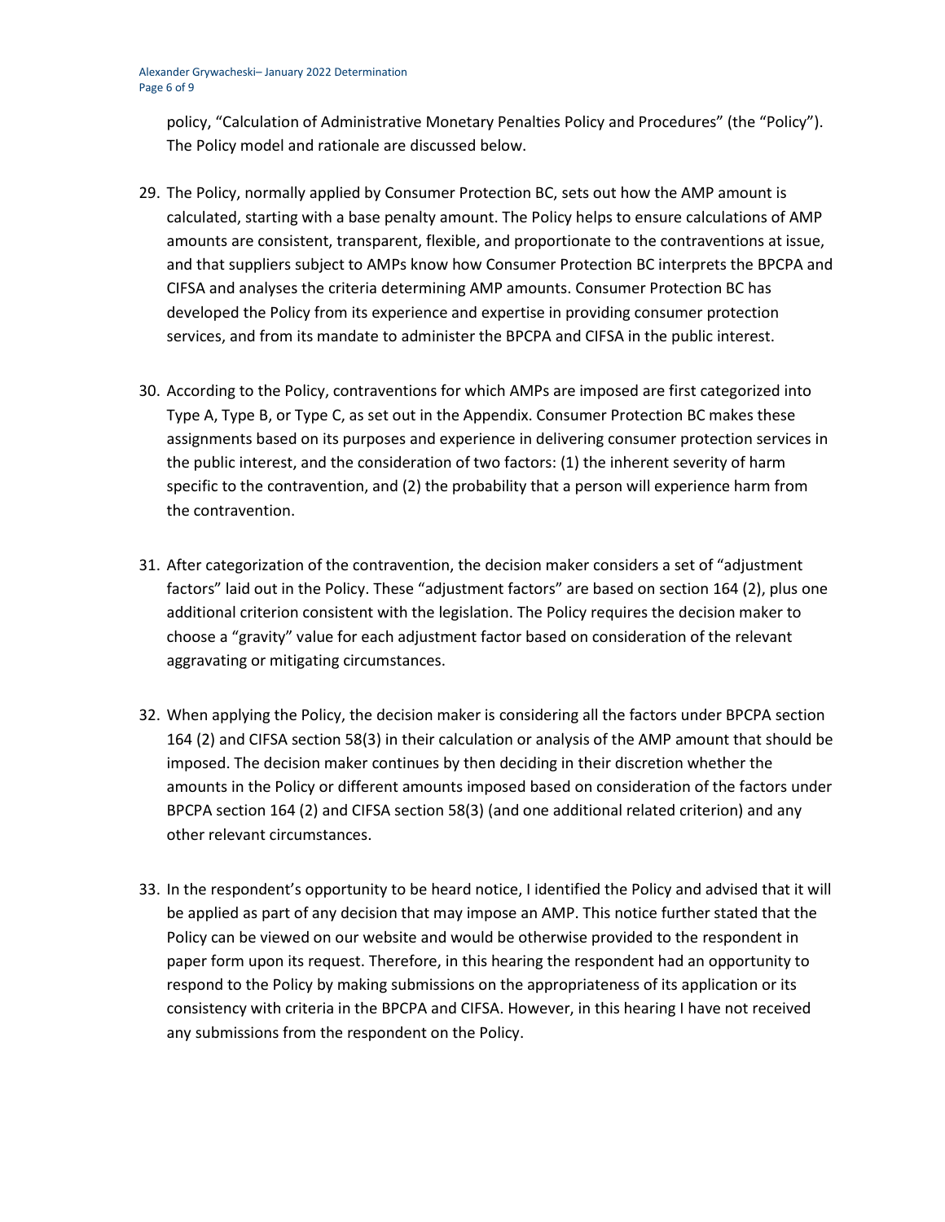policy, "Calculation of Administrative Monetary Penalties Policy and Procedures" (the "Policy"). The Policy model and rationale are discussed below.

29. The Policy, normally applied by Consumer Protection BC, sets out how the AMP amount is calculated, starting with a base penalty amount. The Policy helps to ensure calculations of AMP amounts are consistent, transparent, flexible, and proportionate to the contraventions at issue, and that suppliers subject to AMPs know how Consumer Protection BC interprets the BPCPA and CIFSA and analyses the criteria determining AMP amounts. Consumer Protection BC has developed the Policy from its experience and expertise in providing consumer protection services, and from its mandate to administer the BPCPA and CIFSA in the public interest.

30. According to the Policy, contraventions for which AMPs are imposed are first categorized into Type A, Type B, or Type C, as set out in the Appendix. Consumer Protection BC makes these assignments based on its purposes and experience in delivering consumer protection services in the public interest, and the consideration of two factors: (1) the inherent severity of harm specific to the contravention, and (2) the probability that a person will experience harm from the contravention.

31. After categorization of the contravention, the decision maker considers a set of "adjustment factors" laid out in the Policy. These "adjustment factors" are based on section 164 (2), plus one additional criterion consistent with the legislation. The Policy requires the decision maker to choose a "gravity" value for each adjustment factor based on consideration of the relevant aggravating or mitigating circumstances.

32. When applying the Policy, the decision maker is considering all the factors under BPCPA section 164 (2) and CIFSA section 58(3) in their calculation or analysis of the AMP amount that should be imposed. The decision maker continues by then deciding in their discretion whether the amounts in the Policy or different amounts imposed based on consideration of the factors under BPCPA section 164 (2) and CIFSA section 58(3) (and one additional related criterion) and any other relevant circumstances.

33. In the respondent's opportunity to be heard notice, I identified the Policy and advised that it will be applied as part of any decision that may impose an AMP. This notice further stated that the Policy can be viewed on our website and would be otherwise provided to the respondent in paper form upon its request. Therefore, in this hearing the respondent had an opportunity to respond to the Policy by making submissions on the appropriateness of its application or its consistency with criteria in the BPCPA and CIFSA. However, in this hearing I have not received any submissions from the respondent on the Policy.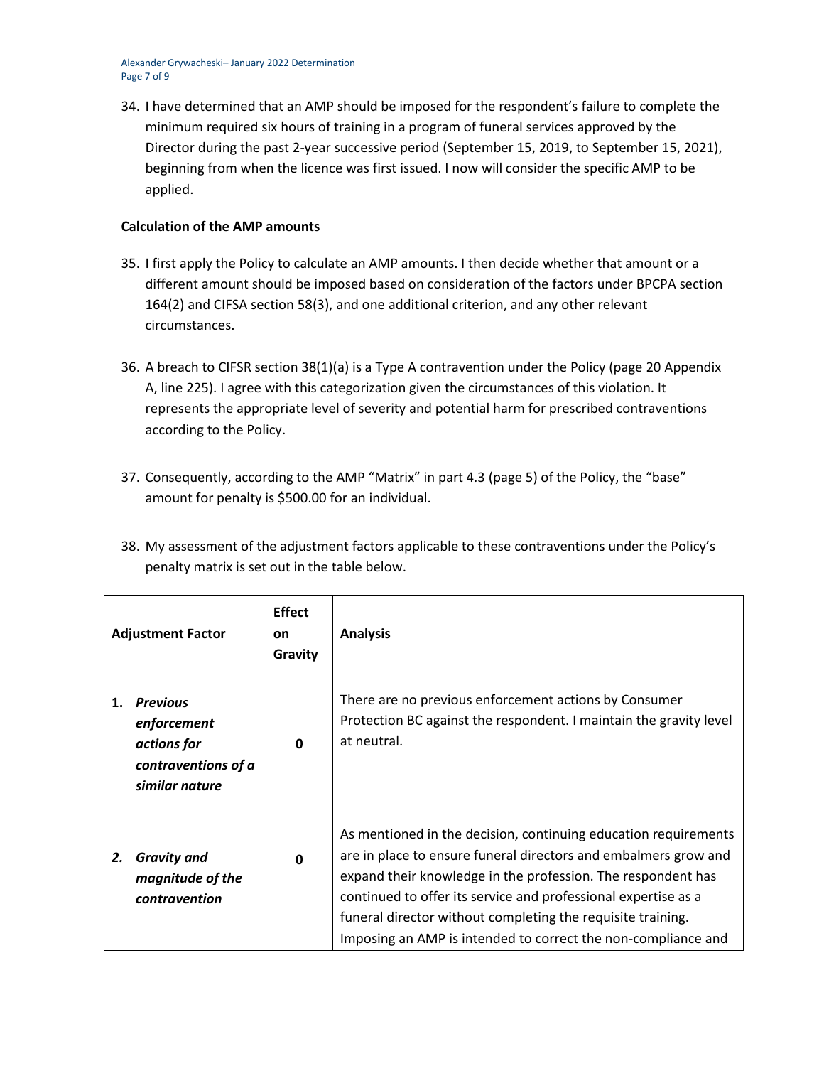34. I have determined that an AMP should be imposed for the respondent's failure to complete the minimum required six hours of training in a program of funeral services approved by the Director during the past 2-year successive period (September 15, 2019, to September 15, 2021), beginning from when the licence was first issued. I now will consider the specific AMP to be applied.

**Calculation of the AMP amounts**

35. I first apply the Policy to calculate an AMP amounts. I then decide whether that amount or a different amount should be imposed based on consideration of the factors under BPCPA section 164(2) and CIFSA section 58(3), and one additional criterion, and any other relevant circumstances.

36. A breach to CIFSR section 38(1)(a) is a Type A contravention under the Policy (page 20 Appendix A, line 225). I agree with this categorization given the circumstances of this violation. It represents the appropriate level of severity and potential harm for prescribed contraventions according to the Policy.

37. Consequently, according to the AMP "Matrix" in part 4.3 (page 5) of the Policy, the "base" amount for penalty is $500.00 for an individual.

38. My assessment of the adjustment factors applicable to these contraventions under the Policy's penalty matrix is set out in the table below.

| Adjustment Factor | Effect on Gravity | Analysis |
|---|---|---|
| 1. ***Previous enforcement actions for contraventions of a similar nature*** | 0 | There are no previous enforcement actions by Consumer Protection BC against the respondent. I maintain the gravity level at neutral. |
| 2. ***Gravity and magnitude of the contravention*** | 0 | As mentioned in the decision, continuing education requirements are in place to ensure funeral directors and embalmers grow and expand their knowledge in the profession. The respondent has continued to offer its service and professional expertise as a funeral director without completing the requisite training. Imposing an AMP is intended to correct the non-compliance and |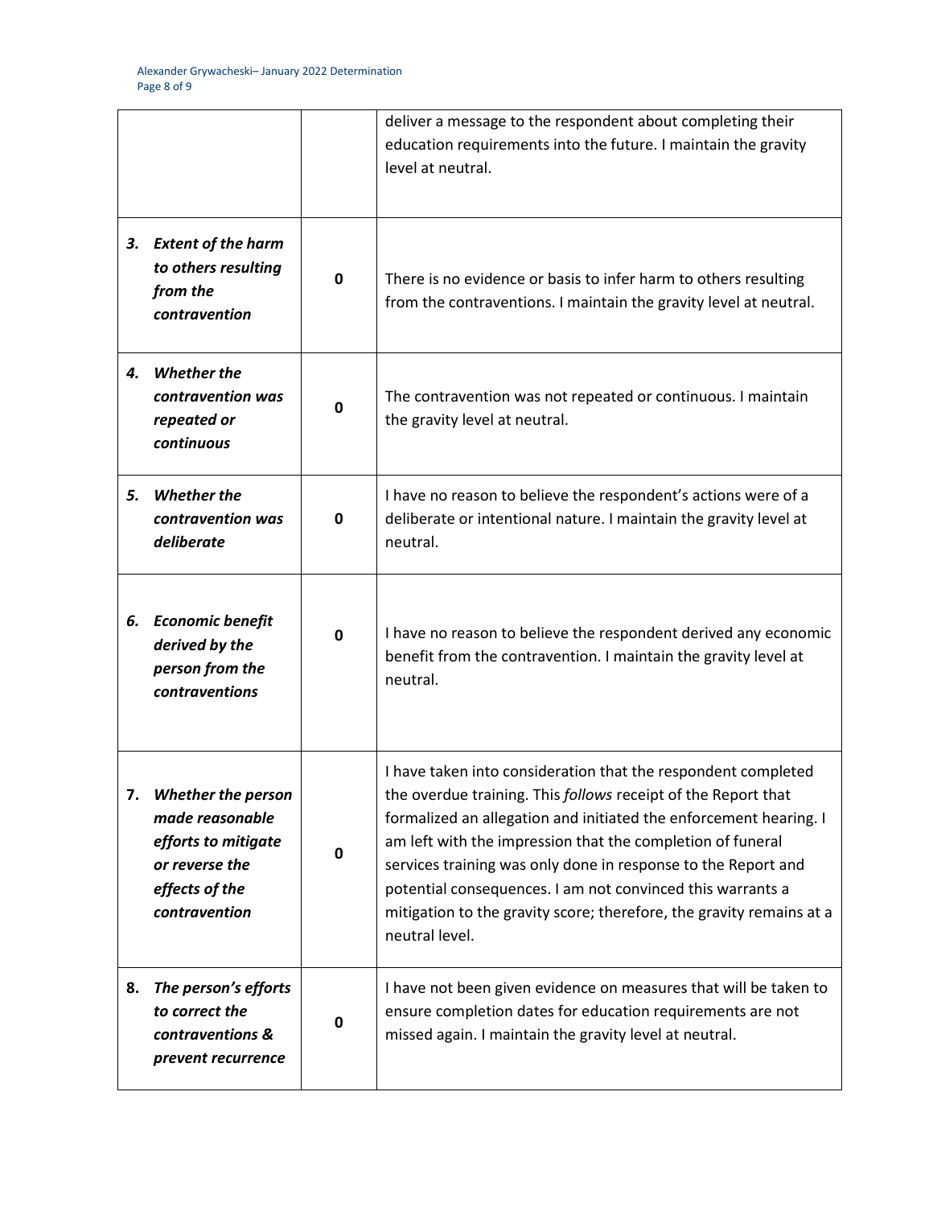| | | |
|---|---|---|
| | | deliver a message to the respondent about completing their education requirements into the future. I maintain the gravity level at neutral. |
| ***3. Extent of the harm to others resulting from the contravention*** | **0** | There is no evidence or basis to infer harm to others resulting from the contraventions. I maintain the gravity level at neutral. |
| ***4. Whether the contravention was repeated or continuous*** | **0** | The contravention was not repeated or continuous. I maintain the gravity level at neutral. |
| ***5. Whether the contravention was deliberate*** | **0** | I have no reason to believe the respondent's actions were of a deliberate or intentional nature. I maintain the gravity level at neutral. |
| ***6. Economic benefit derived by the person from the contraventions*** | **0** | I have no reason to believe the respondent derived any economic benefit from the contravention. I maintain the gravity level at neutral. |
| ***7. Whether the person made reasonable efforts to mitigate or reverse the effects of the contravention*** | **0** | I have taken into consideration that the respondent completed the overdue training. This *follows* receipt of the Report that formalized an allegation and initiated the enforcement hearing. I am left with the impression that the completion of funeral services training was only done in response to the Report and potential consequences. I am not convinced this warrants a mitigation to the gravity score; therefore, the gravity remains at a neutral level. |
| ***8. The person's efforts to correct the contraventions & prevent recurrence*** | **0** | I have not been given evidence on measures that will be taken to ensure completion dates for education requirements are not missed again. I maintain the gravity level at neutral. |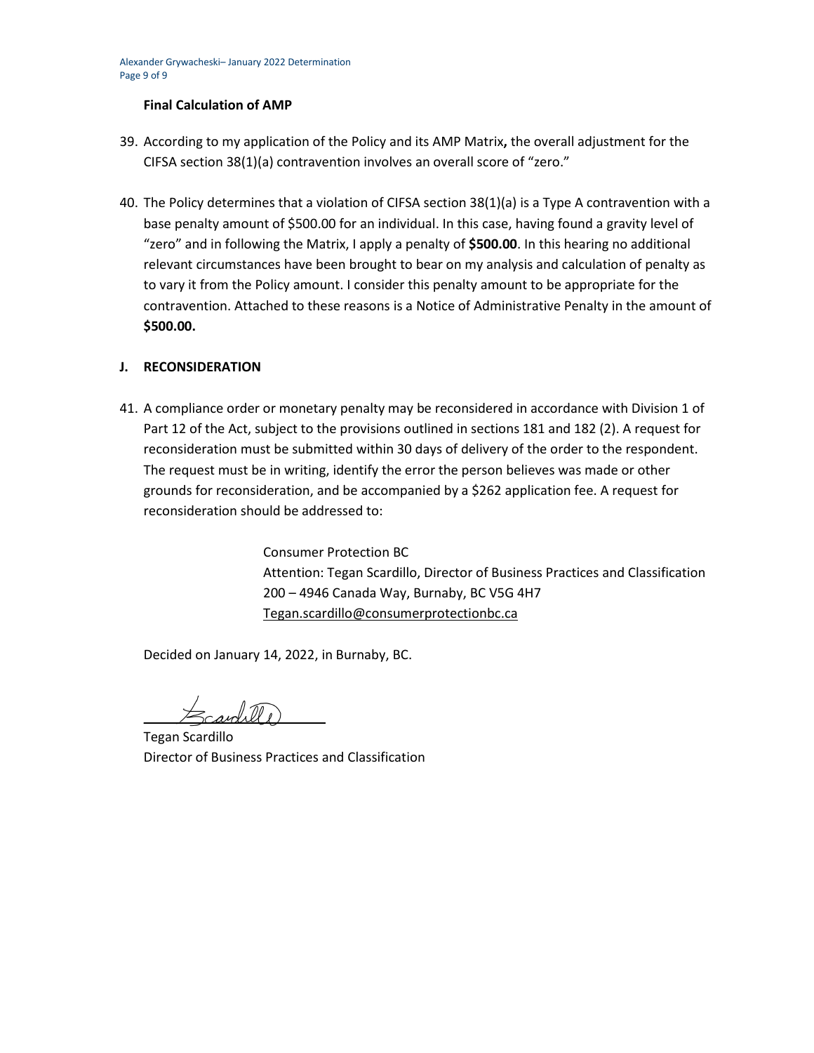**Final Calculation of AMP**

39. According to my application of the Policy and its AMP Matrix**,** the overall adjustment for the CIFSA section 38(1)(a) contravention involves an overall score of "zero."

40. The Policy determines that a violation of CIFSA section 38(1)(a) is a Type A contravention with a base penalty amount of $500.00 for an individual. In this case, having found a gravity level of "zero" and in following the Matrix, I apply a penalty of **$500.00**. In this hearing no additional relevant circumstances have been brought to bear on my analysis and calculation of penalty as to vary it from the Policy amount. I consider this penalty amount to be appropriate for the contravention. Attached to these reasons is a Notice of Administrative Penalty in the amount of **$500.00.**

## J. RECONSIDERATION

41. A compliance order or monetary penalty may be reconsidered in accordance with Division 1 of Part 12 of the Act, subject to the provisions outlined in sections 181 and 182 (2). A request for reconsideration must be submitted within 30 days of delivery of the order to the respondent. The request must be in writing, identify the error the person believes was made or other grounds for reconsideration, and be accompanied by a $262 application fee. A request for reconsideration should be addressed to:

Consumer Protection BC
Attention: Tegan Scardillo, Director of Business Practices and Classification
200 – 4946 Canada Way, Burnaby, BC V5G 4H7
Tegan.scardillo@consumerprotectionbc.ca

Decided on January 14, 2022, in Burnaby, BC.

Tegan Scardillo
Director of Business Practices and Classification